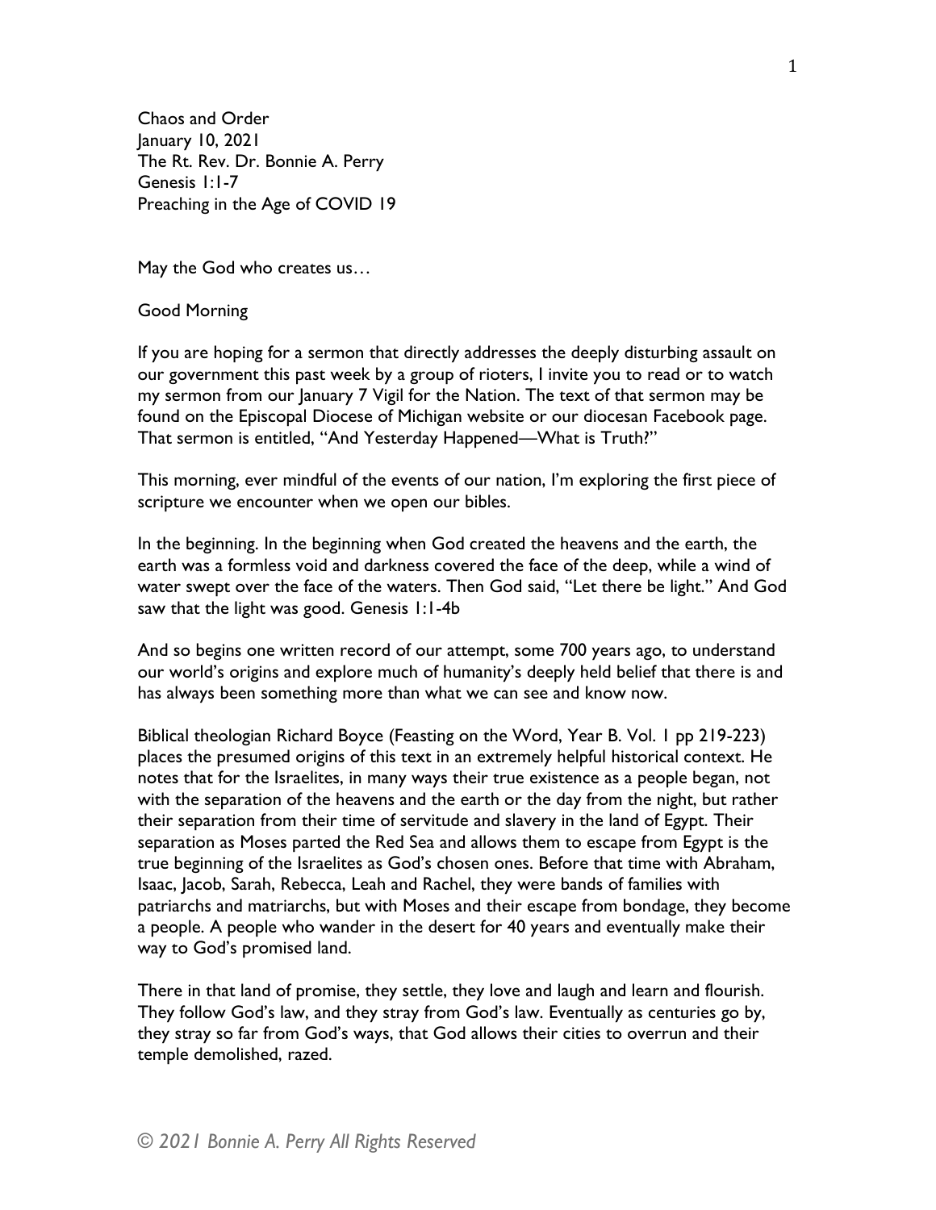Chaos and Order
January 10, 2021
The Rt. Rev. Dr. Bonnie A. Perry
Genesis 1:1-7
Preaching in the Age of COVID 19

May the God who creates us…

Good Morning

If you are hoping for a sermon that directly addresses the deeply disturbing assault on our government this past week by a group of rioters, I invite you to read or to watch my sermon from our January 7 Vigil for the Nation. The text of that sermon may be found on the Episcopal Diocese of Michigan website or our diocesan Facebook page. That sermon is entitled, "And Yesterday Happened—What is Truth?"

This morning, ever mindful of the events of our nation, I'm exploring the first piece of scripture we encounter when we open our bibles.

In the beginning. In the beginning when God created the heavens and the earth, the earth was a formless void and darkness covered the face of the deep, while a wind of water swept over the face of the waters. Then God said, "Let there be light." And God saw that the light was good. Genesis 1:1-4b

And so begins one written record of our attempt, some 700 years ago, to understand our world's origins and explore much of humanity's deeply held belief that there is and has always been something more than what we can see and know now.

Biblical theologian Richard Boyce (Feasting on the Word, Year B. Vol. 1 pp 219-223) places the presumed origins of this text in an extremely helpful historical context. He notes that for the Israelites, in many ways their true existence as a people began, not with the separation of the heavens and the earth or the day from the night, but rather their separation from their time of servitude and slavery in the land of Egypt. Their separation as Moses parted the Red Sea and allows them to escape from Egypt is the true beginning of the Israelites as God's chosen ones. Before that time with Abraham, Isaac, Jacob, Sarah, Rebecca, Leah and Rachel, they were bands of families with patriarchs and matriarchs, but with Moses and their escape from bondage, they become a people. A people who wander in the desert for 40 years and eventually make their way to God's promised land.

There in that land of promise, they settle, they love and laugh and learn and flourish. They follow God's law, and they stray from God's law. Eventually as centuries go by, they stray so far from God's ways, that God allows their cities to overrun and their temple demolished, razed.

*© 2021 Bonnie A. Perry All Rights Reserved*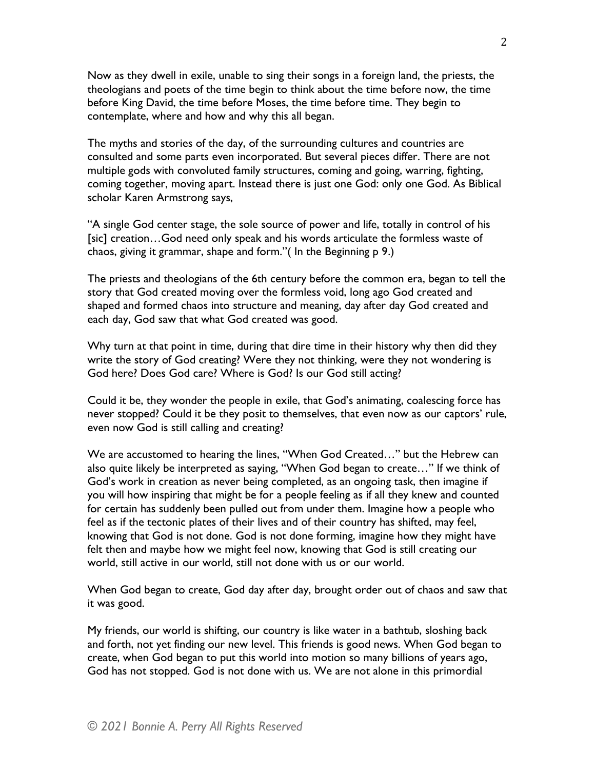Now as they dwell in exile, unable to sing their songs in a foreign land, the priests, the theologians and poets of the time begin to think about the time before now, the time before King David, the time before Moses, the time before time. They begin to contemplate, where and how and why this all began.

The myths and stories of the day, of the surrounding cultures and countries are consulted and some parts even incorporated. But several pieces differ. There are not multiple gods with convoluted family structures, coming and going, warring, fighting, coming together, moving apart. Instead there is just one God: only one God. As Biblical scholar Karen Armstrong says,

"A single God center stage, the sole source of power and life, totally in control of his [sic] creation…God need only speak and his words articulate the formless waste of chaos, giving it grammar, shape and form."( In the Beginning p 9.)

The priests and theologians of the 6th century before the common era, began to tell the story that God created moving over the formless void, long ago God created and shaped and formed chaos into structure and meaning, day after day God created and each day, God saw that what God created was good.

Why turn at that point in time, during that dire time in their history why then did they write the story of God creating? Were they not thinking, were they not wondering is God here? Does God care? Where is God? Is our God still acting?

Could it be, they wonder the people in exile, that God's animating, coalescing force has never stopped? Could it be they posit to themselves, that even now as our captors' rule, even now God is still calling and creating?

We are accustomed to hearing the lines, "When God Created…" but the Hebrew can also quite likely be interpreted as saying, "When God began to create…" If we think of God's work in creation as never being completed, as an ongoing task, then imagine if you will how inspiring that might be for a people feeling as if all they knew and counted for certain has suddenly been pulled out from under them. Imagine how a people who feel as if the tectonic plates of their lives and of their country has shifted, may feel, knowing that God is not done. God is not done forming, imagine how they might have felt then and maybe how we might feel now, knowing that God is still creating our world, still active in our world, still not done with us or our world.

When God began to create, God day after day, brought order out of chaos and saw that it was good.

My friends, our world is shifting, our country is like water in a bathtub, sloshing back and forth, not yet finding our new level. This friends is good news. When God began to create, when God began to put this world into motion so many billions of years ago, God has not stopped. God is not done with us. We are not alone in this primordial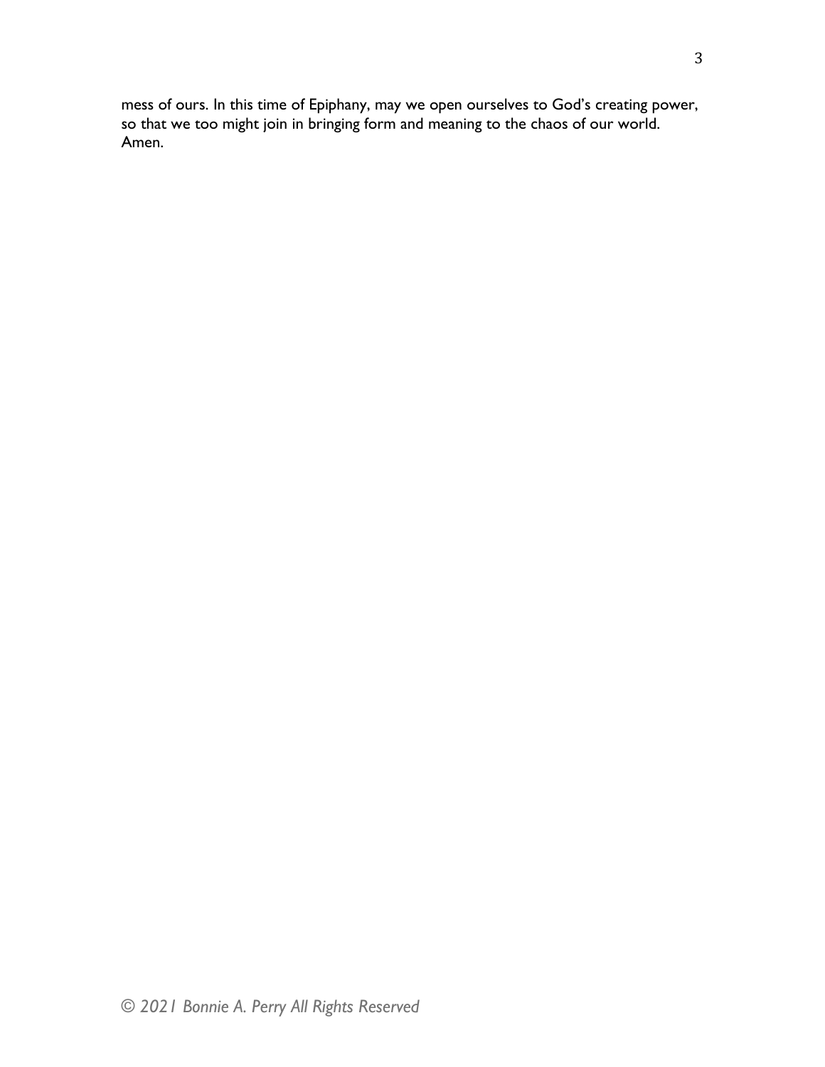mess of ours. In this time of Epiphany, may we open ourselves to God's creating power, so that we too might join in bringing form and meaning to the chaos of our world. Amen.

*© 2021 Bonnie A. Perry All Rights Reserved*